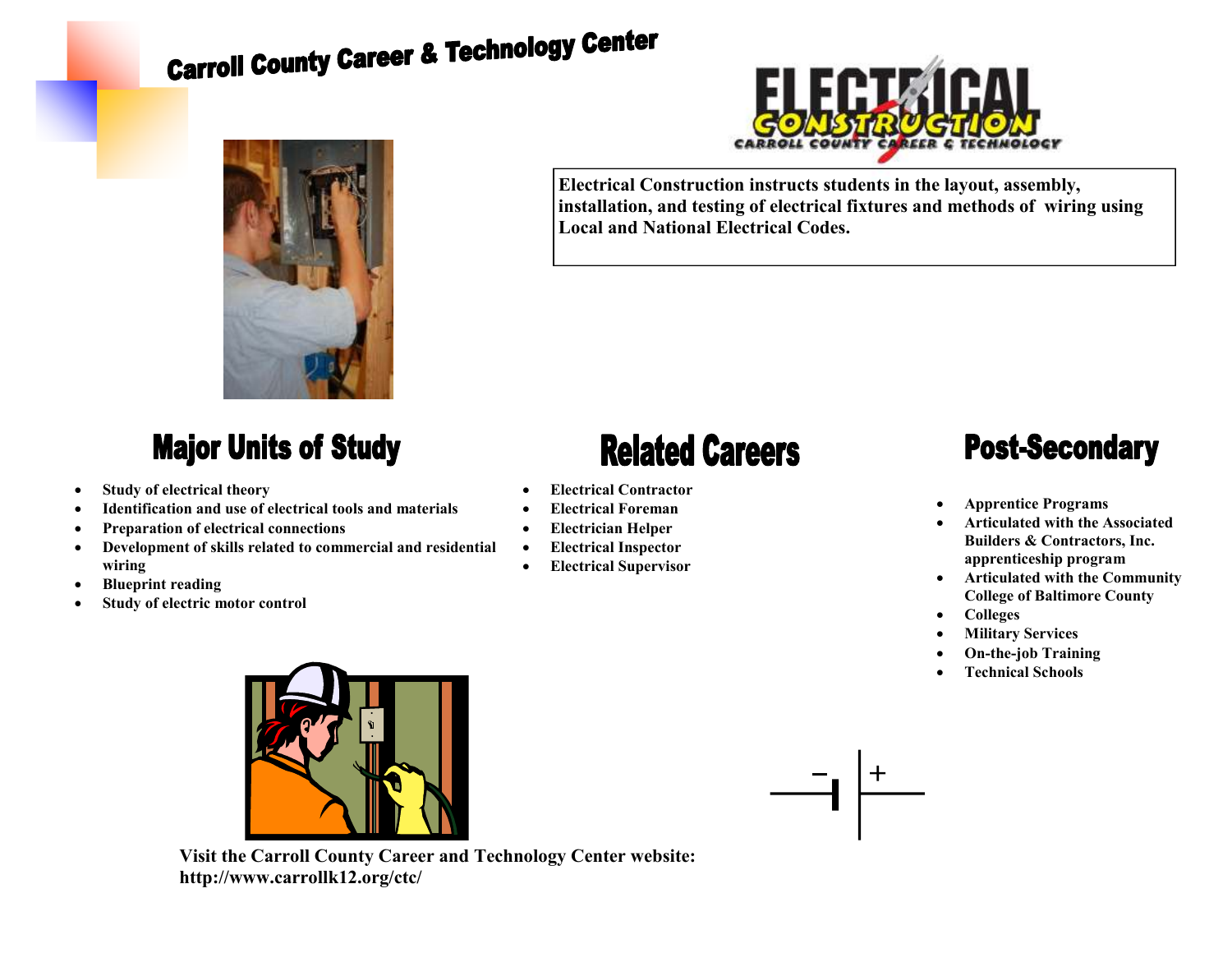# Carroll County Career & Technology Center

ELECTRICAL CONSTRUCTION
CARROLL COUNTY CAREER & TECHNOLOGY

**Electrical Construction instructs students in the layout, assembly, installation, and testing of electrical fixtures and methods of wiring using Local and National Electrical Codes.**

## Major Units of Study

- **Study of electrical theory**
- **Identification and use of electrical tools and materials**
- **Preparation of electrical connections**
- **Development of skills related to commercial and residential wiring**
- **Blueprint reading**
- **Study of electric motor control**

## Related Careers

- **Electrical Contractor**
- **Electrical Foreman**
- **Electrician Helper**
- **Electrical Inspector**
- **Electrical Supervisor**

## Post-Secondary

- **Apprentice Programs**
- **Articulated with the Associated Builders & Contractors, Inc. apprenticeship program**
- **Articulated with the Community College of Baltimore County**
- **Colleges**
- **Military Services**
- **On-the-job Training**
- **Technical Schools**

**Visit the Carroll County Career and Technology Center website: http://www.carrollk12.org/ctc/**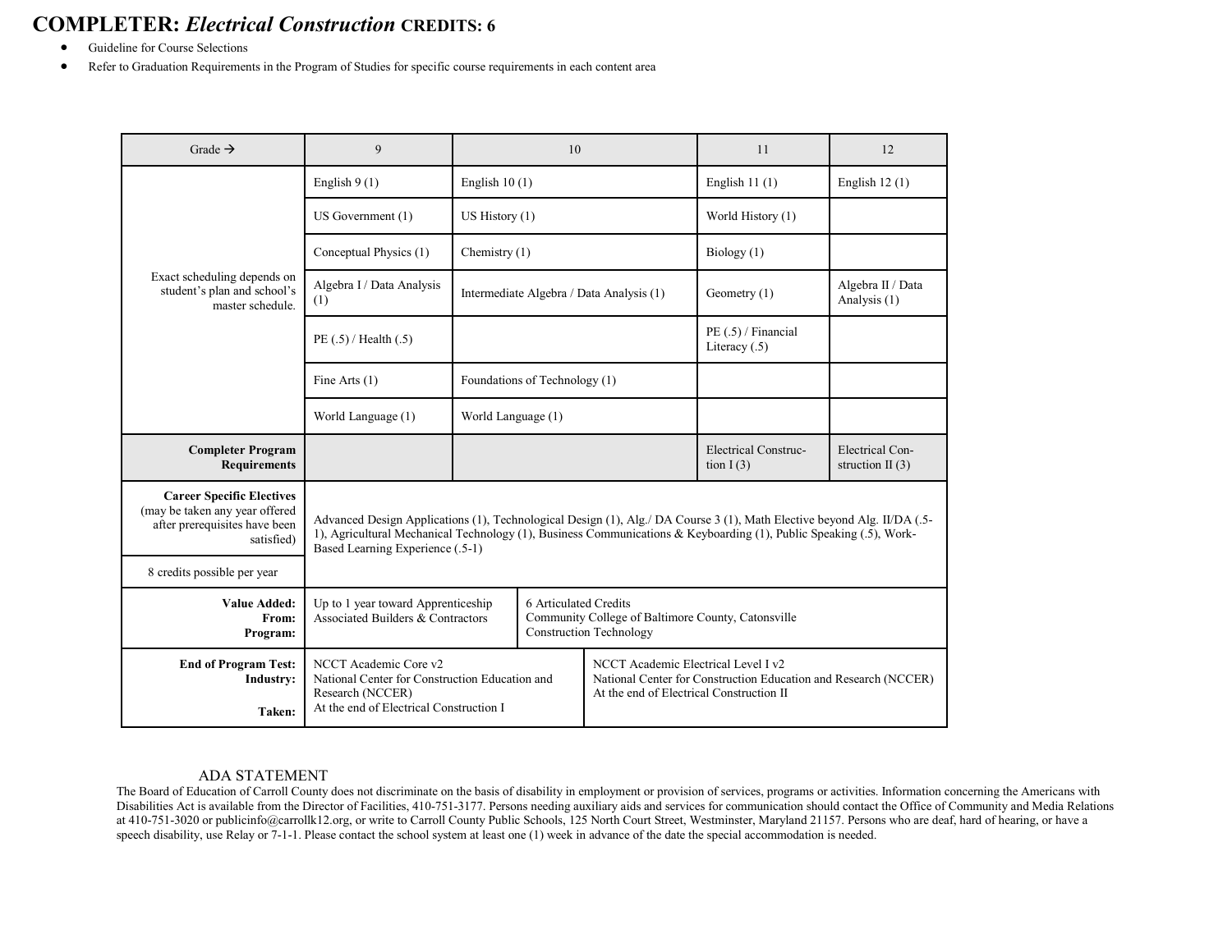# COMPLETER: *Electrical Construction* CREDITS: 6

- Guideline for Course Selections
- Refer to Graduation Requirements in the Program of Studies for specific course requirements in each content area

| Grade → | 9 | 10 | 11 | 12 |
|---|---|---|---|---|
| Exact scheduling depends on student's plan and school's master schedule. | English 9 (1) | English 10 (1) | English 11 (1) | English 12 (1) |
| | US Government (1) | US History (1) | World History (1) | |
| | Conceptual Physics (1) | Chemistry (1) | Biology (1) | |
| | Algebra I / Data Analysis (1) | Intermediate Algebra / Data Analysis (1) | Geometry (1) | Algebra II / Data Analysis (1) |
| | PE (.5) / Health (.5) | | PE (.5) / Financial Literacy (.5) | |
| | Fine Arts (1) | Foundations of Technology (1) | | |
| | World Language (1) | World Language (1) | | |
| **Completer Program Requirements** | | | Electrical Construction I (3) | Electrical Construction II (3) |
| **Career Specific Electives** (may be taken any year offered after prerequisites have been satisfied)<br>8 credits possible per year | Advanced Design Applications (1), Technological Design (1), Alg./ DA Course 3 (1), Math Elective beyond Alg. II/DA (.5-1), Agricultural Mechanical Technology (1), Business Communications & Keyboarding (1), Public Speaking (.5), Work-Based Learning Experience (.5-1) | | | |
| **Value Added: From: Program:** | Up to 1 year toward Apprenticeship<br>Associated Builders & Contractors | 6 Articulated Credits<br>Community College of Baltimore County, Catonsville<br>Construction Technology | | |
| **End of Program Test: Industry: Taken:** | NCCT Academic Core v2<br>National Center for Construction Education and Research (NCCER)<br>At the end of Electrical Construction I | NCCT Academic Electrical Level I v2<br>National Center for Construction Education and Research (NCCER)<br>At the end of Electrical Construction II | | |

ADA STATEMENT

The Board of Education of Carroll County does not discriminate on the basis of disability in employment or provision of services, programs or activities. Information concerning the Americans with Disabilities Act is available from the Director of Facilities, 410-751-3177. Persons needing auxiliary aids and services for communication should contact the Office of Community and Media Relations at 410-751-3020 or publicinfo@carrollk12.org, or write to Carroll County Public Schools, 125 North Court Street, Westminster, Maryland 21157. Persons who are deaf, hard of hearing, or have a speech disability, use Relay or 7-1-1. Please contact the school system at least one (1) week in advance of the date the special accommodation is needed.